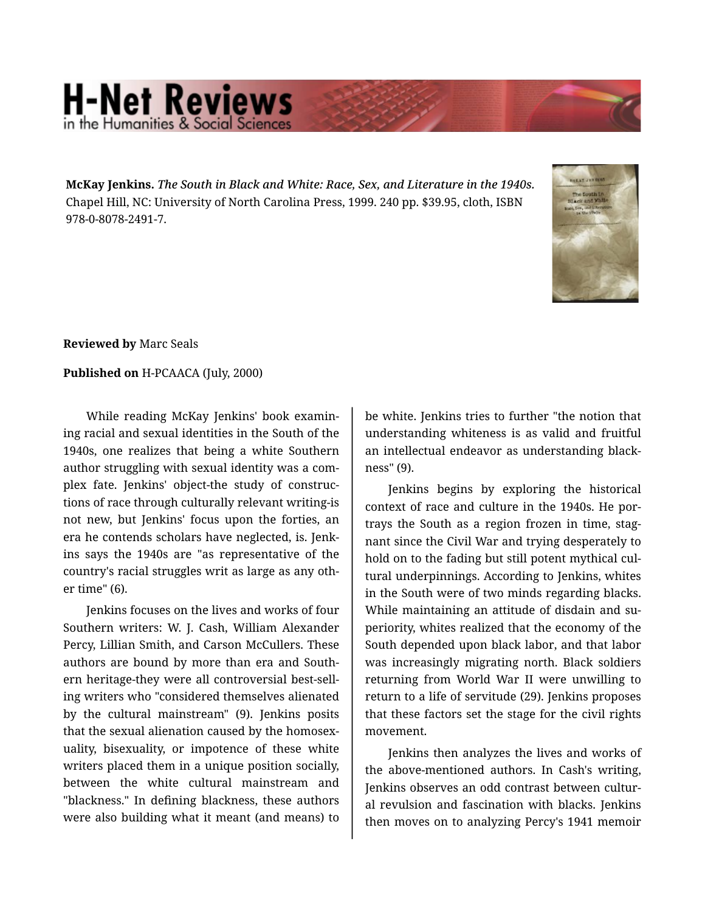**McKay Jenkins.** *The South in Black and White: Race, Sex, and Literature in the 1940s.* Chapel Hill, NC: University of North Carolina Press, 1999. 240 pp. $39.95, cloth, ISBN 978-0-8078-2491-7.

**Reviewed by** Marc Seals

**Published on** H-PCAACA (July, 2000)

While reading McKay Jenkins' book examining racial and sexual identities in the South of the 1940s, one realizes that being a white Southern author struggling with sexual identity was a complex fate. Jenkins' object-the study of constructions of race through culturally relevant writing-is not new, but Jenkins' focus upon the forties, an era he contends scholars have neglected, is. Jenkins says the 1940s are "as representative of the country's racial struggles writ as large as any other time" (6).

Jenkins focuses on the lives and works of four Southern writers: W. J. Cash, William Alexander Percy, Lillian Smith, and Carson McCullers. These authors are bound by more than era and Southern heritage-they were all controversial best-selling writers who "considered themselves alienated by the cultural mainstream" (9). Jenkins posits that the sexual alienation caused by the homosexuality, bisexuality, or impotence of these white writers placed them in a unique position socially, between the white cultural mainstream and "blackness." In defining blackness, these authors were also building what it meant (and means) to be white. Jenkins tries to further "the notion that understanding whiteness is as valid and fruitful an intellectual endeavor as understanding blackness" (9).

Jenkins begins by exploring the historical context of race and culture in the 1940s. He portrays the South as a region frozen in time, stagnant since the Civil War and trying desperately to hold on to the fading but still potent mythical cultural underpinnings. According to Jenkins, whites in the South were of two minds regarding blacks. While maintaining an attitude of disdain and superiority, whites realized that the economy of the South depended upon black labor, and that labor was increasingly migrating north. Black soldiers returning from World War II were unwilling to return to a life of servitude (29). Jenkins proposes that these factors set the stage for the civil rights movement.

Jenkins then analyzes the lives and works of the above-mentioned authors. In Cash's writing, Jenkins observes an odd contrast between cultural revulsion and fascination with blacks. Jenkins then moves on to analyzing Percy's 1941 memoir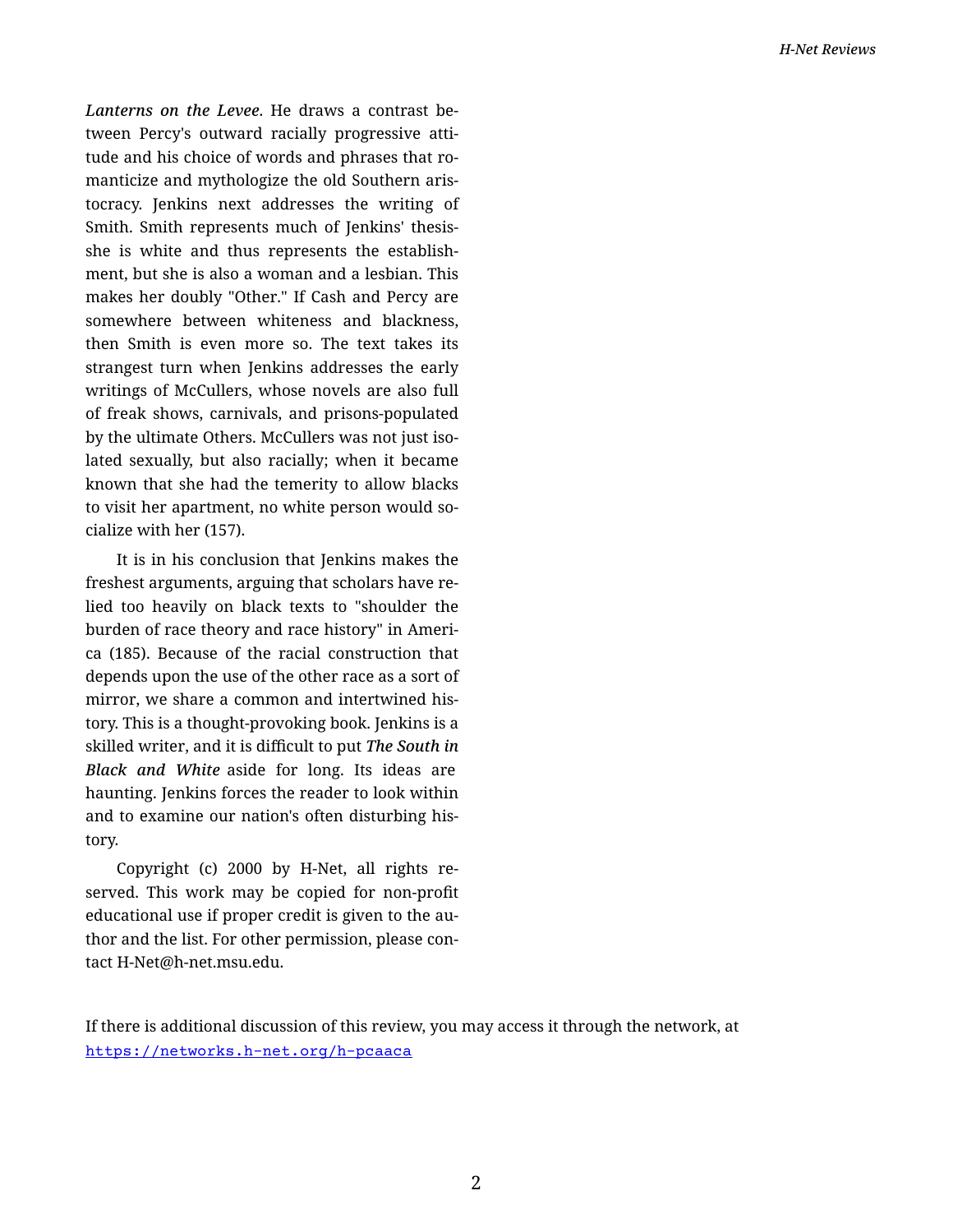*Lanterns on the Levee*. He draws a contrast between Percy's outward racially progressive attitude and his choice of words and phrases that romanticize and mythologize the old Southern aristocracy. Jenkins next addresses the writing of Smith. Smith represents much of Jenkins' thesis-she is white and thus represents the establishment, but she is also a woman and a lesbian. This makes her doubly "Other." If Cash and Percy are somewhere between whiteness and blackness, then Smith is even more so. The text takes its strangest turn when Jenkins addresses the early writings of McCullers, whose novels are also full of freak shows, carnivals, and prisons-populated by the ultimate Others. McCullers was not just isolated sexually, but also racially; when it became known that she had the temerity to allow blacks to visit her apartment, no white person would socialize with her (157).

It is in his conclusion that Jenkins makes the freshest arguments, arguing that scholars have relied too heavily on black texts to "shoulder the burden of race theory and race history" in America (185). Because of the racial construction that depends upon the use of the other race as a sort of mirror, we share a common and intertwined history. This is a thought-provoking book. Jenkins is a skilled writer, and it is difficult to put ***The South in Black and White*** aside for long. Its ideas are haunting. Jenkins forces the reader to look within and to examine our nation's often disturbing history.

Copyright (c) 2000 by H-Net, all rights reserved. This work may be copied for non-profit educational use if proper credit is given to the author and the list. For other permission, please contact H-Net@h-net.msu.edu.

If there is additional discussion of this review, you may access it through the network, at https://networks.h-net.org/h-pcaaca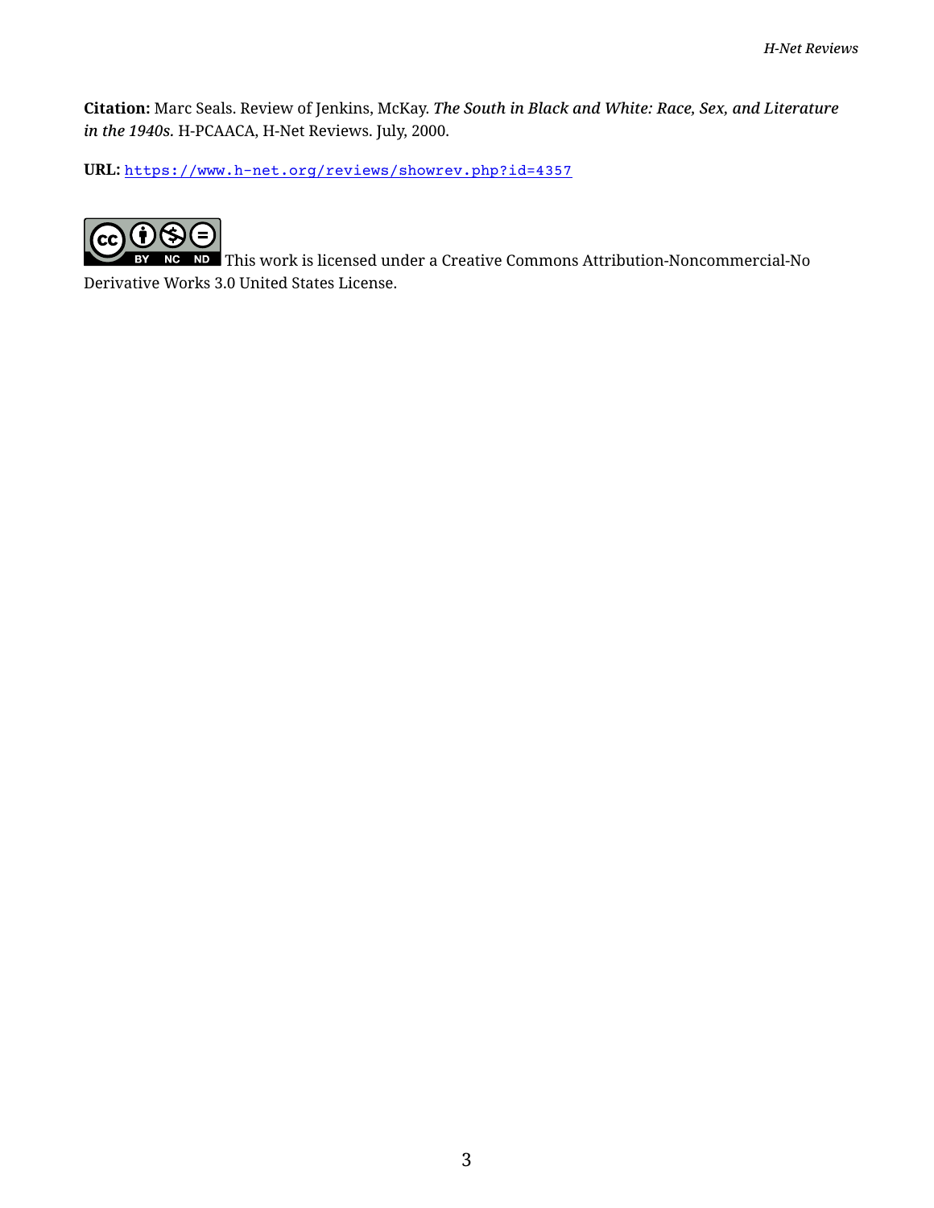**Citation:** Marc Seals. Review of Jenkins, McKay. ***The South in Black and White: Race, Sex, and Literature in the 1940s.*** H-PCAACA, H-Net Reviews. July, 2000.

**URL:** https://www.h-net.org/reviews/showrev.php?id=4357

This work is licensed under a Creative Commons Attribution-Noncommercial-No Derivative Works 3.0 United States License.